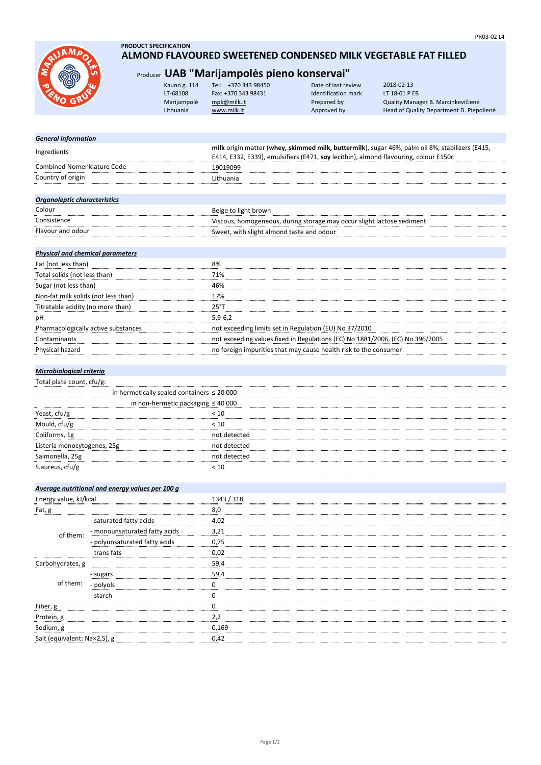PR03-02 L4

**PRODUCT SPECIFICATION**

# ALMOND FLAVOURED SWEETENED CONDENSED MILK VEGETABLE FAT FILLED

## Producer UAB "Marijampolės pieno konservai"

| | | | |
|---|---|---|---|
| Kauno g. 114 | Tel: +370 343 98450 | Date of last review | 2018-02-13 |
| LT-68108 | Fax: +370 343 98431 | Identification mark | LT 18-01 P EB |
| Marijampolė | mpk@milk.lt | Prepared by | Quality Manager B. Marcinkevičienė |
| Lithuania | www.milk.lt | Approved by | Head of Quality Department D. Piepolienė |

### *General information*

| | |
|---|---|
| Ingredients | **milk** origin matter (**whey, skimmed milk, buttermilk**), sugar 46%, palm oil 8%, stabilizers (E415, E414, E332, E339), emulsifiers (E471, **soy** lecithin), almond flavouring, colour E150c |
| Combined Nomenklature Code | 19019099 |
| Country of origin | Lithuania |

### *Organoleptic characteristics*

| | |
|---|---|
| Colour | Beige to light brown |
| Consistence | Viscous, homogeneous, during storage may occur slight lactose sediment |
| Flavour and odour | Sweet, with slight almond taste and odour |

### *Physical and chemical parameters*

| | |
|---|---|
| Fat (not less than) | 8% |
| Total solids (not less than) | 71% |
| Sugar (not less than) | 46% |
| Non-fat milk solids (not less than) | 17% |
| Titratable acidity (no more than) | 25°T |
| pH | 5,9-6,2 |
| Pharmacologically active substances | not exceeding limits set in Regulation (EU) No 37/2010 |
| Contaminants | not exceeding values fixed in Regulations (EC) No 1881/2006, (EC) No 396/2005 |
| Physical hazard | no foreign impurities that may cause health risk to the consumer |

### *Microbiological criteria*

| | |
|---|---|
| Total plate count, cfu/g: | |
| in hermetically sealed containers | ≤ 20 000 |
| in non-hermetic packaging | ≤ 40 000 |
| Yeast, cfu/g | < 10 |
| Mould, cfu/g | < 10 |
| Coliforms, 1g | not detected |
| Listeria monocytogenes, 25g | not detected |
| Salmonella, 25g | not detected |
| S.aureus, cfu/g | < 10 |

### *Average nutritional and energy values per 100 g*

| | | |
|---|---|---|
| Energy value, kJ/kcal | | 1343 / 318 |
| Fat, g | | 8,0 |
| of them: | - saturated fatty acids | 4,02 |
| | - monounsaturated fatty acids | 3,21 |
| | - polyunsaturated fatty acids | 0,75 |
| | - trans fats | 0,02 |
| Carbohydrates, g | | 59,4 |
| of them: | - sugars | 59,4 |
| | - polyols | 0 |
| | - starch | 0 |
| Fiber, g | | 0 |
| Protein, g | | 2,2 |
| Sodium, g | | 0,169 |
| Salt (equivalent: Na×2,5), g | | 0,42 |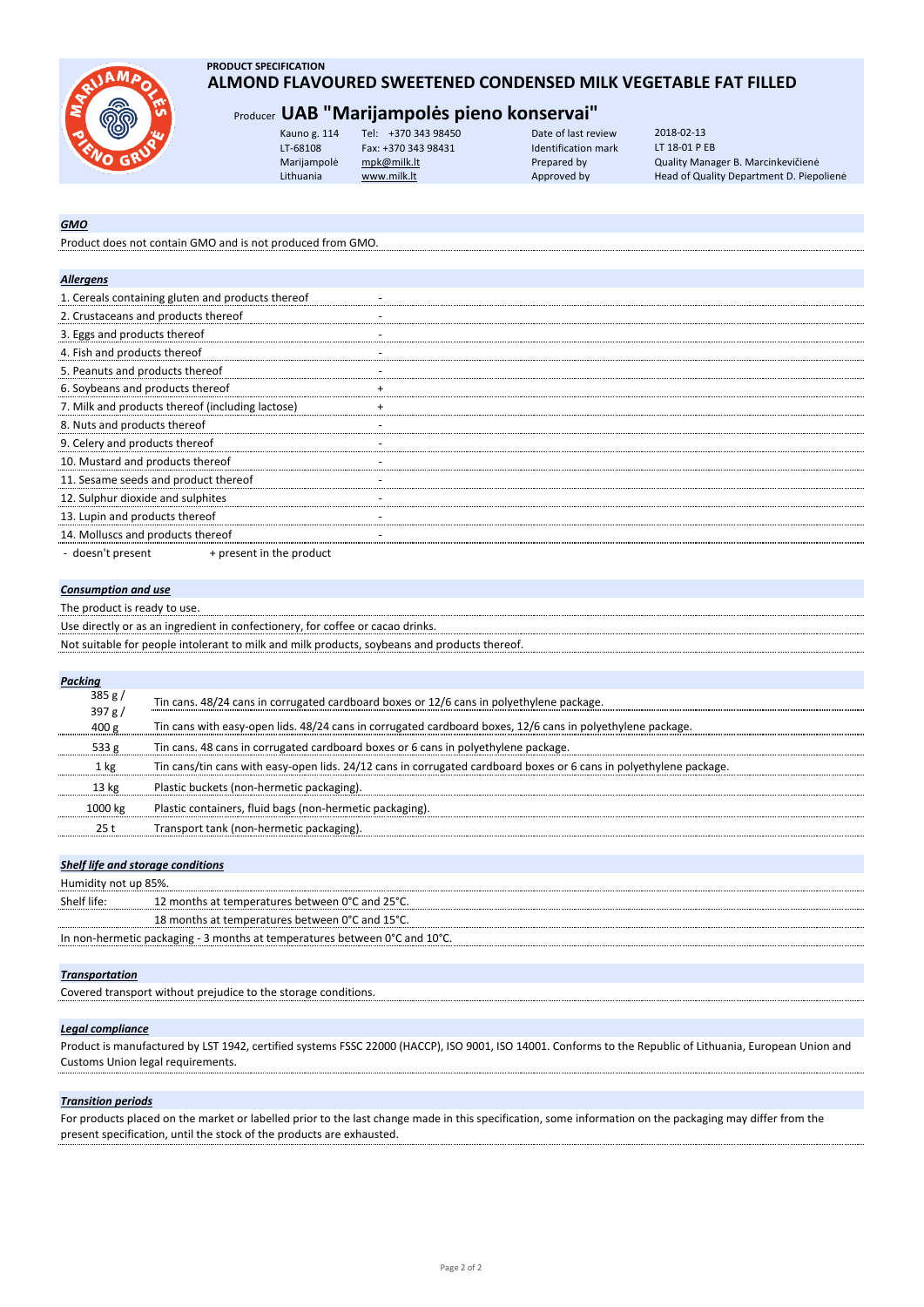**PRODUCT SPECIFICATION**

# ALMOND FLAVOURED SWEETENED CONDENSED MILK VEGETABLE FAT FILLED

## Producer UAB "Marijampolės pieno konservai"

| | | | |
|---|---|---|---|
| Kauno g. 114 | Tel: +370 343 98450 | Date of last review | 2018-02-13 |
| LT-68108 | Fax: +370 343 98431 | Identification mark | LT 18-01 P EB |
| Marijampolė | mpk@milk.lt | Prepared by | Quality Manager B. Marcinkevičienė |
| Lithuania | www.milk.lt | Approved by | Head of Quality Department D. Piepolienė |

### *GMO*

Product does not contain GMO and is not produced from GMO.

### *Allergens*

| | |
|---|---|
| 1. Cereals containing gluten and products thereof | - |
| 2. Crustaceans and products thereof | - |
| 3. Eggs and products thereof | - |
| 4. Fish and products thereof | - |
| 5. Peanuts and products thereof | - |
| 6. Soybeans and products thereof | + |
| 7. Milk and products thereof (including lactose) | + |
| 8. Nuts and products thereof | - |
| 9. Celery and products thereof | - |
| 10. Mustard and products thereof | - |
| 11. Sesame seeds and product thereof | - |
| 12. Sulphur dioxide and sulphites | - |
| 13. Lupin and products thereof | - |
| 14. Molluscs and products thereof | - |

- doesn't present + present in the product

### *Consumption and use*

The product is ready to use.

Use directly or as an ingredient in confectionery, for coffee or cacao drinks.

Not suitable for people intolerant to milk and milk products, soybeans and products thereof.

### *Packing*

| | |
|---|---|
| 385 g / 397 g / | Tin cans. 48/24 cans in corrugated cardboard boxes or 12/6 cans in polyethylene package. |
| 400 g | Tin cans with easy-open lids. 48/24 cans in corrugated cardboard boxes, 12/6 cans in polyethylene package. |
| 533 g | Tin cans. 48 cans in corrugated cardboard boxes or 6 cans in polyethylene package. |
| 1 kg | Tin cans/tin cans with easy-open lids. 24/12 cans in corrugated cardboard boxes or 6 cans in polyethylene package. |
| 13 kg | Plastic buckets (non-hermetic packaging). |
| 1000 kg | Plastic containers, fluid bags (non-hermetic packaging). |
| 25 t | Transport tank (non-hermetic packaging). |

### *Shelf life and storage conditions*

Humidity not up 85%.

| | |
|---|---|
| Shelf life: | 12 months at temperatures between 0°C and 25°C. |
| | 18 months at temperatures between 0°C and 15°C. |

In non-hermetic packaging - 3 months at temperatures between 0°C and 10°C.

### *Transportation*

Covered transport without prejudice to the storage conditions.

### *Legal compliance*

Product is manufactured by LST 1942, certified systems FSSC 22000 (HACCP), ISO 9001, ISO 14001. Conforms to the Republic of Lithuania, European Union and Customs Union legal requirements.

### *Transition periods*

For products placed on the market or labelled prior to the last change made in this specification, some information on the packaging may differ from the present specification, until the stock of the products are exhausted.